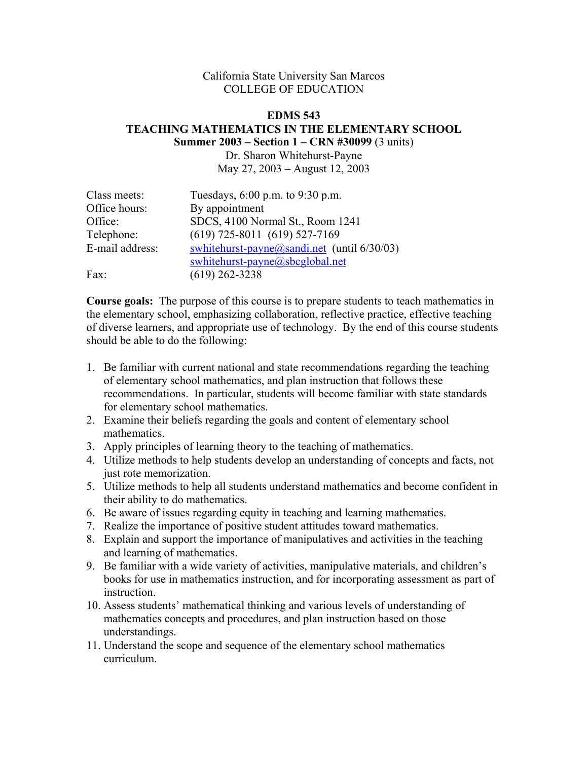California State University San Marcos
COLLEGE OF EDUCATION

# EDMS 543
# TEACHING MATHEMATICS IN THE ELEMENTARY SCHOOL

**Summer 2003 – Section 1 – CRN #30099** (3 units)
Dr. Sharon Whitehurst-Payne
May 27, 2003 – August 12, 2003

| | |
|---|---|
| Class meets: | Tuesdays, 6:00 p.m. to 9:30 p.m. |
| Office hours: | By appointment |
| Office: | SDCS, 4100 Normal St., Room 1241 |
| Telephone: | (619) 725-8011 (619) 527-7169 |
| E-mail address: | swhitehurst-payne@sandi.net (until 6/30/03) |
| | swhitehurst-payne@sbcglobal.net |
| Fax: | (619) 262-3238 |

**Course goals:** The purpose of this course is to prepare students to teach mathematics in the elementary school, emphasizing collaboration, reflective practice, effective teaching of diverse learners, and appropriate use of technology. By the end of this course students should be able to do the following:

1. Be familiar with current national and state recommendations regarding the teaching of elementary school mathematics, and plan instruction that follows these recommendations. In particular, students will become familiar with state standards for elementary school mathematics.
2. Examine their beliefs regarding the goals and content of elementary school mathematics.
3. Apply principles of learning theory to the teaching of mathematics.
4. Utilize methods to help students develop an understanding of concepts and facts, not just rote memorization.
5. Utilize methods to help all students understand mathematics and become confident in their ability to do mathematics.
6. Be aware of issues regarding equity in teaching and learning mathematics.
7. Realize the importance of positive student attitudes toward mathematics.
8. Explain and support the importance of manipulatives and activities in the teaching and learning of mathematics.
9. Be familiar with a wide variety of activities, manipulative materials, and children's books for use in mathematics instruction, and for incorporating assessment as part of instruction.
10. Assess students' mathematical thinking and various levels of understanding of mathematics concepts and procedures, and plan instruction based on those understandings.
11. Understand the scope and sequence of the elementary school mathematics curriculum.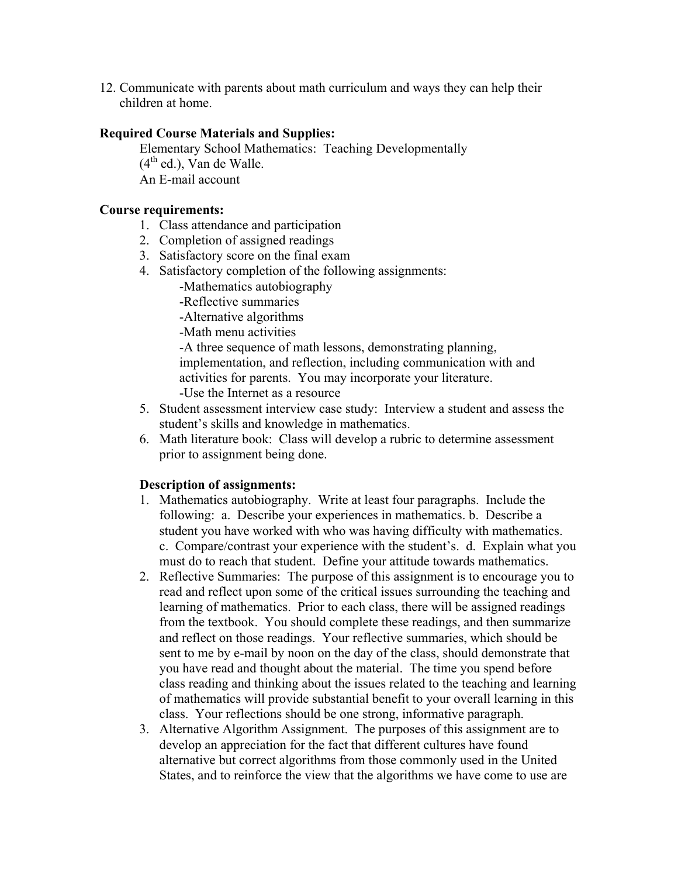12. Communicate with parents about math curriculum and ways they can help their children at home.

**Required Course Materials and Supplies:**

Elementary School Mathematics: Teaching Developmentally ($4^{th}$ ed.), Van de Walle.
An E-mail account

**Course requirements:**

1. Class attendance and participation
2. Completion of assigned readings
3. Satisfactory score on the final exam
4. Satisfactory completion of the following assignments:
   - -Mathematics autobiography
   - -Reflective summaries
   - -Alternative algorithms
   - -Math menu activities
   - -A three sequence of math lessons, demonstrating planning, implementation, and reflection, including communication with and activities for parents. You may incorporate your literature.
   - -Use the Internet as a resource
5. Student assessment interview case study: Interview a student and assess the student's skills and knowledge in mathematics.
6. Math literature book: Class will develop a rubric to determine assessment prior to assignment being done.

**Description of assignments:**

1. Mathematics autobiography. Write at least four paragraphs. Include the following: a. Describe your experiences in mathematics. b. Describe a student you have worked with who was having difficulty with mathematics. c. Compare/contrast your experience with the student's. d. Explain what you must do to reach that student. Define your attitude towards mathematics.
2. Reflective Summaries: The purpose of this assignment is to encourage you to read and reflect upon some of the critical issues surrounding the teaching and learning of mathematics. Prior to each class, there will be assigned readings from the textbook. You should complete these readings, and then summarize and reflect on those readings. Your reflective summaries, which should be sent to me by e-mail by noon on the day of the class, should demonstrate that you have read and thought about the material. The time you spend before class reading and thinking about the issues related to the teaching and learning of mathematics will provide substantial benefit to your overall learning in this class. Your reflections should be one strong, informative paragraph.
3. Alternative Algorithm Assignment. The purposes of this assignment are to develop an appreciation for the fact that different cultures have found alternative but correct algorithms from those commonly used in the United States, and to reinforce the view that the algorithms we have come to use are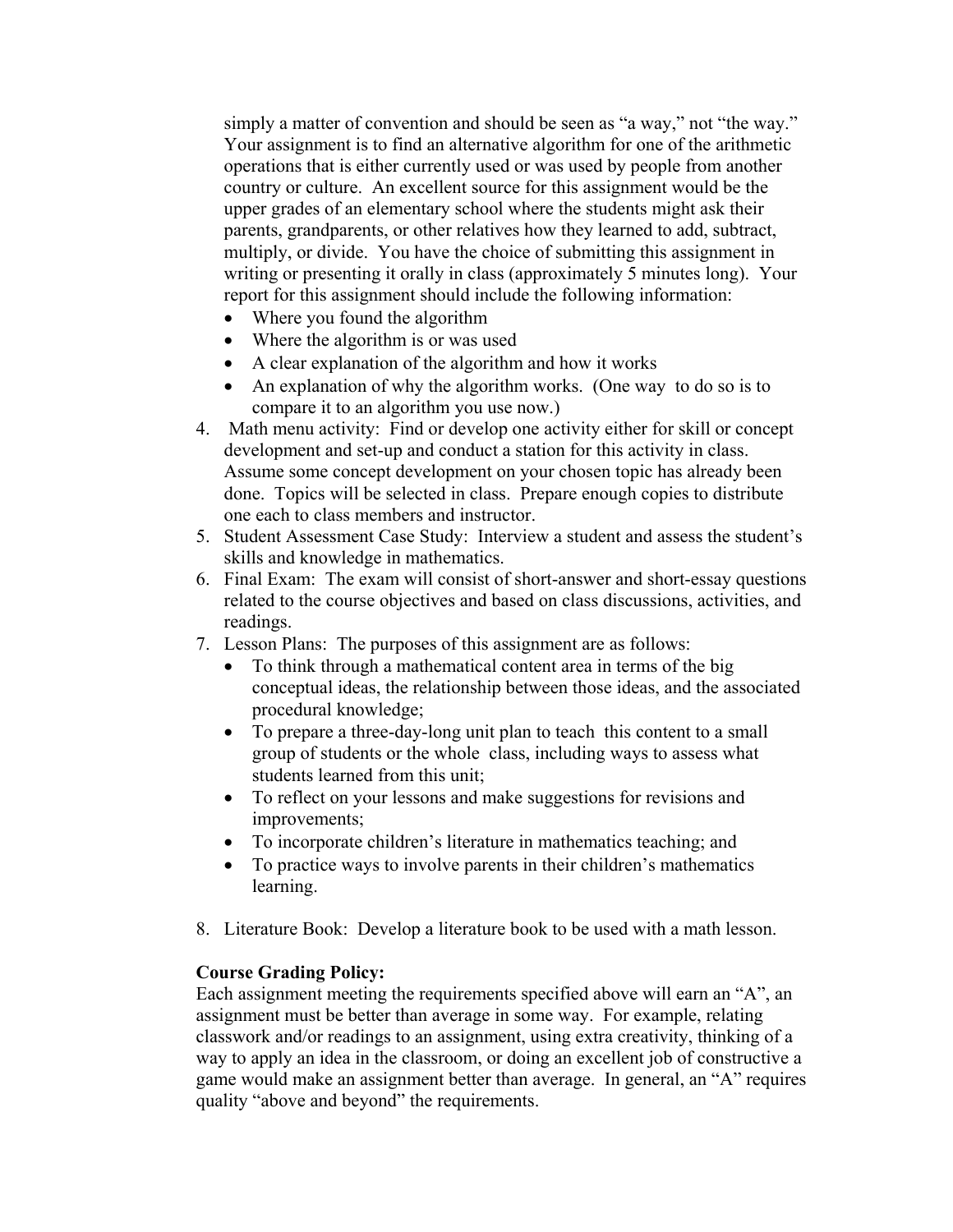simply a matter of convention and should be seen as "a way," not "the way." Your assignment is to find an alternative algorithm for one of the arithmetic operations that is either currently used or was used by people from another country or culture. An excellent source for this assignment would be the upper grades of an elementary school where the students might ask their parents, grandparents, or other relatives how they learned to add, subtract, multiply, or divide. You have the choice of submitting this assignment in writing or presenting it orally in class (approximately 5 minutes long). Your report for this assignment should include the following information:

- Where you found the algorithm
- Where the algorithm is or was used
- A clear explanation of the algorithm and how it works
- An explanation of why the algorithm works. (One way to do so is to compare it to an algorithm you use now.)

4. Math menu activity: Find or develop one activity either for skill or concept development and set-up and conduct a station for this activity in class. Assume some concept development on your chosen topic has already been done. Topics will be selected in class. Prepare enough copies to distribute one each to class members and instructor.
5. Student Assessment Case Study: Interview a student and assess the student's skills and knowledge in mathematics.
6. Final Exam: The exam will consist of short-answer and short-essay questions related to the course objectives and based on class discussions, activities, and readings.
7. Lesson Plans: The purposes of this assignment are as follows:
   - To think through a mathematical content area in terms of the big conceptual ideas, the relationship between those ideas, and the associated procedural knowledge;
   - To prepare a three-day-long unit plan to teach this content to a small group of students or the whole class, including ways to assess what students learned from this unit;
   - To reflect on your lessons and make suggestions for revisions and improvements;
   - To incorporate children's literature in mathematics teaching; and
   - To practice ways to involve parents in their children's mathematics learning.

8. Literature Book: Develop a literature book to be used with a math lesson.

**Course Grading Policy:**

Each assignment meeting the requirements specified above will earn an "A", an assignment must be better than average in some way. For example, relating classwork and/or readings to an assignment, using extra creativity, thinking of a way to apply an idea in the classroom, or doing an excellent job of constructive a game would make an assignment better than average. In general, an "A" requires quality "above and beyond" the requirements.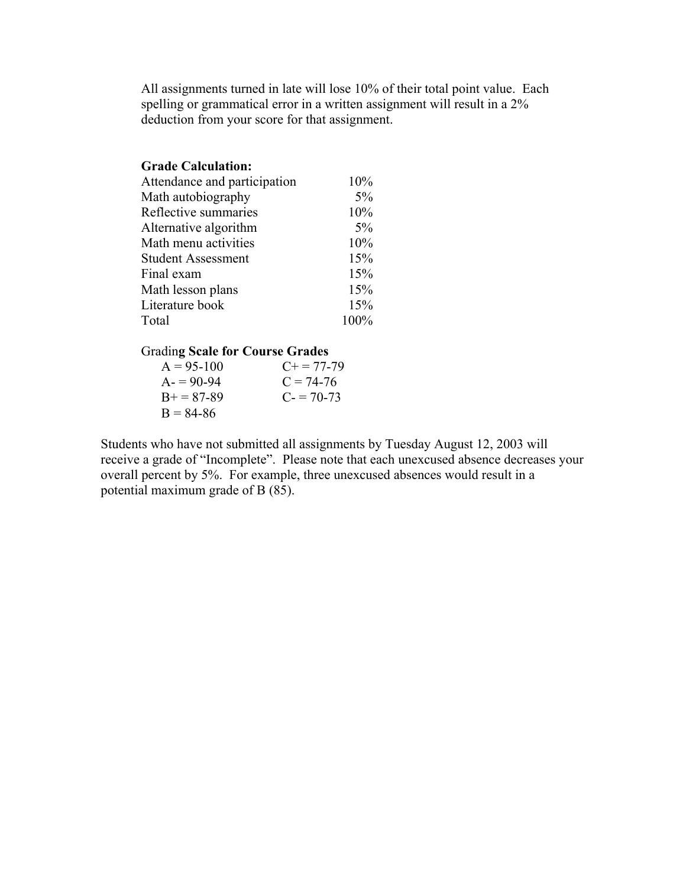All assignments turned in late will lose 10% of their total point value. Each spelling or grammatical error in a written assignment will result in a 2% deduction from your score for that assignment.

**Grade Calculation:**

| | |
|---|---|
| Attendance and participation | 10% |
| Math autobiography | 5% |
| Reflective summaries | 10% |
| Alternative algorithm | 5% |
| Math menu activities | 10% |
| Student Assessment | 15% |
| Final exam | 15% |
| Math lesson plans | 15% |
| Literature book | 15% |
| Total | 100% |

Gradin**g Scale for Course Grades**

| | |
|---|---|
| A = 95-100 | C+ = 77-79 |
| A- = 90-94 | C = 74-76 |
| B+ = 87-89 | C- = 70-73 |
| B = 84-86 | |

Students who have not submitted all assignments by Tuesday August 12, 2003 will receive a grade of "Incomplete". Please note that each unexcused absence decreases your overall percent by 5%. For example, three unexcused absences would result in a potential maximum grade of B (85).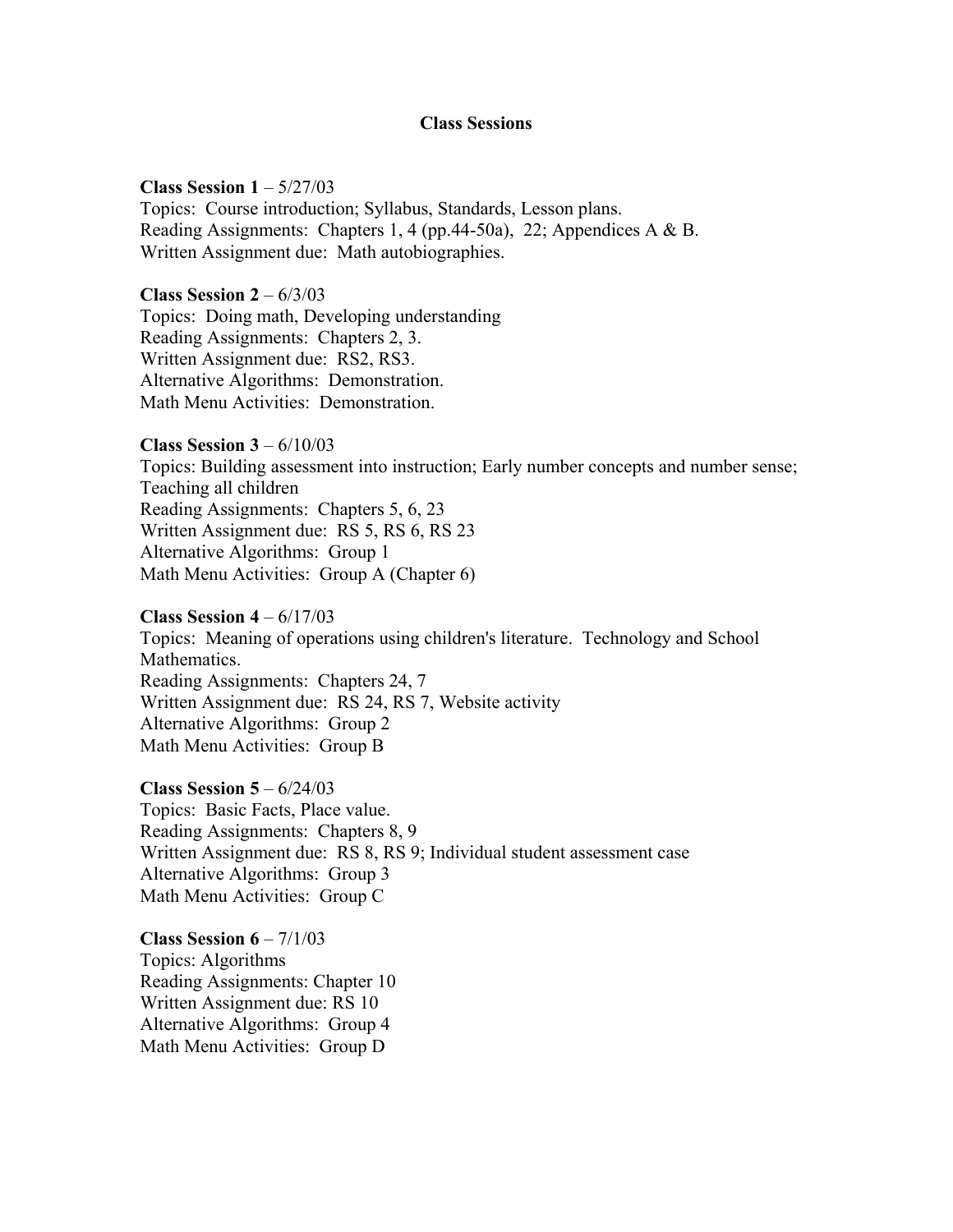## Class Sessions

**Class Session 1** – 5/27/03
Topics: Course introduction; Syllabus, Standards, Lesson plans.
Reading Assignments: Chapters 1, 4 (pp.44-50a), 22; Appendices A & B.
Written Assignment due: Math autobiographies.

**Class Session 2** – 6/3/03
Topics: Doing math, Developing understanding
Reading Assignments: Chapters 2, 3.
Written Assignment due: RS2, RS3.
Alternative Algorithms: Demonstration.
Math Menu Activities: Demonstration.

**Class Session 3** – 6/10/03
Topics: Building assessment into instruction; Early number concepts and number sense; Teaching all children
Reading Assignments: Chapters 5, 6, 23
Written Assignment due: RS 5, RS 6, RS 23
Alternative Algorithms: Group 1
Math Menu Activities: Group A (Chapter 6)

**Class Session 4** – 6/17/03
Topics: Meaning of operations using children's literature. Technology and School Mathematics.
Reading Assignments: Chapters 24, 7
Written Assignment due: RS 24, RS 7, Website activity
Alternative Algorithms: Group 2
Math Menu Activities: Group B

**Class Session 5** – 6/24/03
Topics: Basic Facts, Place value.
Reading Assignments: Chapters 8, 9
Written Assignment due: RS 8, RS 9; Individual student assessment case
Alternative Algorithms: Group 3
Math Menu Activities: Group C

**Class Session 6** – 7/1/03
Topics: Algorithms
Reading Assignments: Chapter 10
Written Assignment due: RS 10
Alternative Algorithms: Group 4
Math Menu Activities: Group D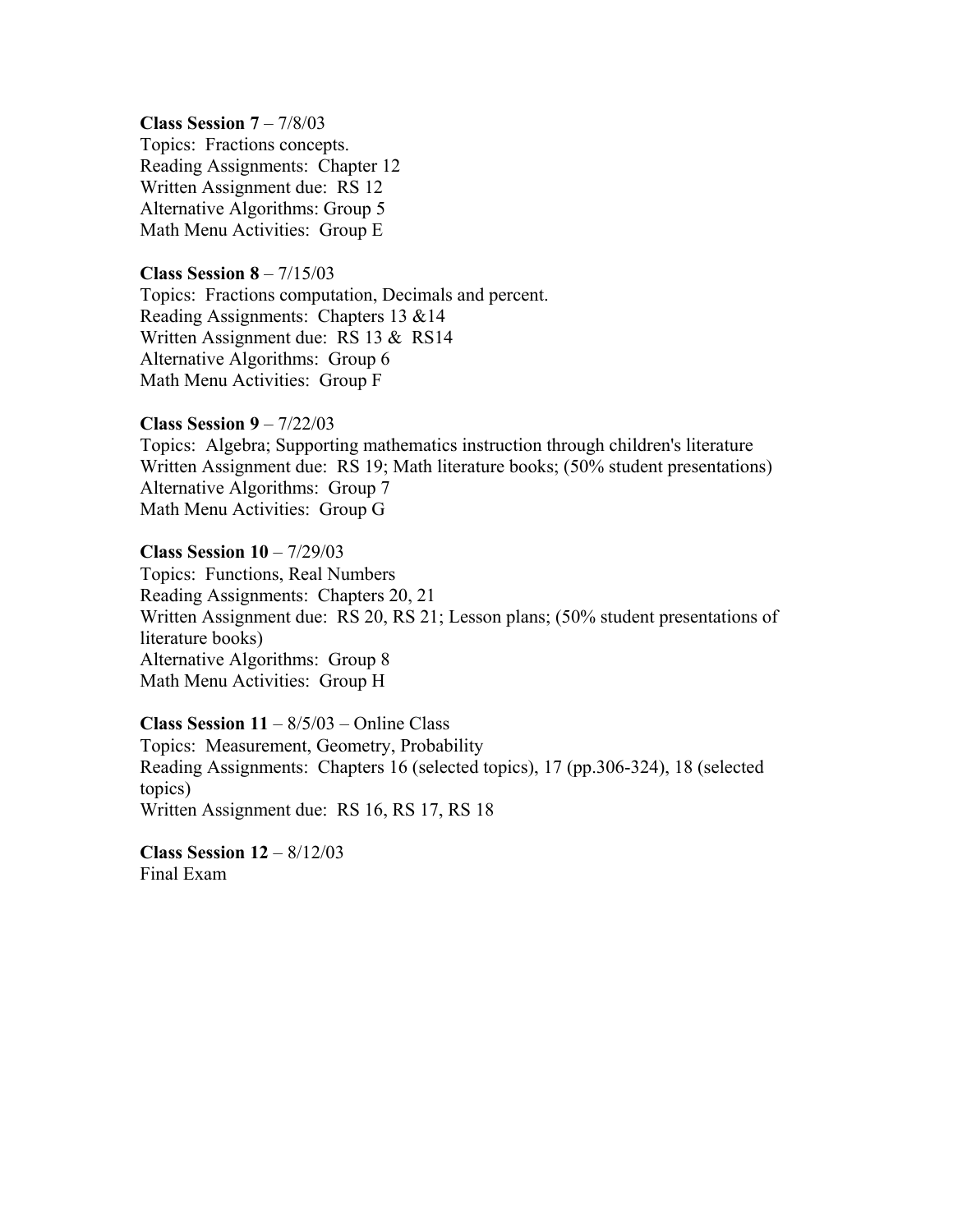**Class Session 7** – 7/8/03
Topics: Fractions concepts.
Reading Assignments: Chapter 12
Written Assignment due: RS 12
Alternative Algorithms: Group 5
Math Menu Activities: Group E

**Class Session 8** – 7/15/03
Topics: Fractions computation, Decimals and percent.
Reading Assignments: Chapters 13 &14
Written Assignment due: RS 13 & RS14
Alternative Algorithms: Group 6
Math Menu Activities: Group F

**Class Session 9** – 7/22/03
Topics: Algebra; Supporting mathematics instruction through children's literature
Written Assignment due: RS 19; Math literature books; (50% student presentations)
Alternative Algorithms: Group 7
Math Menu Activities: Group G

**Class Session 10** – 7/29/03
Topics: Functions, Real Numbers
Reading Assignments: Chapters 20, 21
Written Assignment due: RS 20, RS 21; Lesson plans; (50% student presentations of literature books)
Alternative Algorithms: Group 8
Math Menu Activities: Group H

**Class Session 11** – 8/5/03 – Online Class
Topics: Measurement, Geometry, Probability
Reading Assignments: Chapters 16 (selected topics), 17 (pp.306-324), 18 (selected topics)
Written Assignment due: RS 16, RS 17, RS 18

**Class Session 12** – 8/12/03
Final Exam